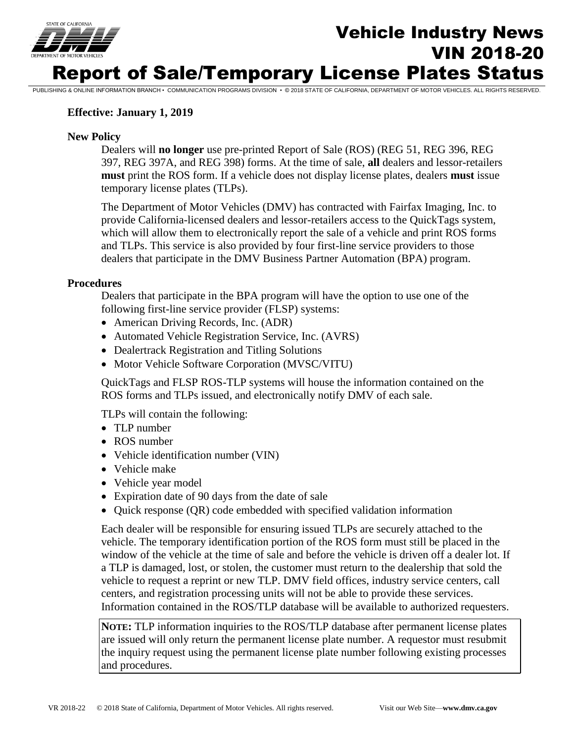# Vehicle Industry News
## VIN 2018-20
# Report of Sale/Temporary License Plates Status

**Effective: January 1, 2019**

### New Policy

Dealers will **no longer** use pre-printed Report of Sale (ROS) (REG 51, REG 396, REG 397, REG 397A, and REG 398) forms. At the time of sale, **all** dealers and lessor-retailers **must** print the ROS form. If a vehicle does not display license plates, dealers **must** issue temporary license plates (TLPs).

The Department of Motor Vehicles (DMV) has contracted with Fairfax Imaging, Inc. to provide California-licensed dealers and lessor-retailers access to the QuickTags system, which will allow them to electronically report the sale of a vehicle and print ROS forms and TLPs. This service is also provided by four first-line service providers to those dealers that participate in the DMV Business Partner Automation (BPA) program.

### Procedures

Dealers that participate in the BPA program will have the option to use one of the following first-line service provider (FLSP) systems:

- American Driving Records, Inc. (ADR)
- Automated Vehicle Registration Service, Inc. (AVRS)
- Dealertrack Registration and Titling Solutions
- Motor Vehicle Software Corporation (MVSC/VITU)

QuickTags and FLSP ROS-TLP systems will house the information contained on the ROS forms and TLPs issued, and electronically notify DMV of each sale.

TLPs will contain the following:

- TLP number
- ROS number
- Vehicle identification number (VIN)
- Vehicle make
- Vehicle year model
- Expiration date of 90 days from the date of sale
- Quick response (QR) code embedded with specified validation information

Each dealer will be responsible for ensuring issued TLPs are securely attached to the vehicle. The temporary identification portion of the ROS form must still be placed in the window of the vehicle at the time of sale and before the vehicle is driven off a dealer lot. If a TLP is damaged, lost, or stolen, the customer must return to the dealership that sold the vehicle to request a reprint or new TLP. DMV field offices, industry service centers, call centers, and registration processing units will not be able to provide these services. Information contained in the ROS/TLP database will be available to authorized requesters.

**NOTE:** TLP information inquiries to the ROS/TLP database after permanent license plates are issued will only return the permanent license plate number. A requestor must resubmit the inquiry request using the permanent license plate number following existing processes and procedures.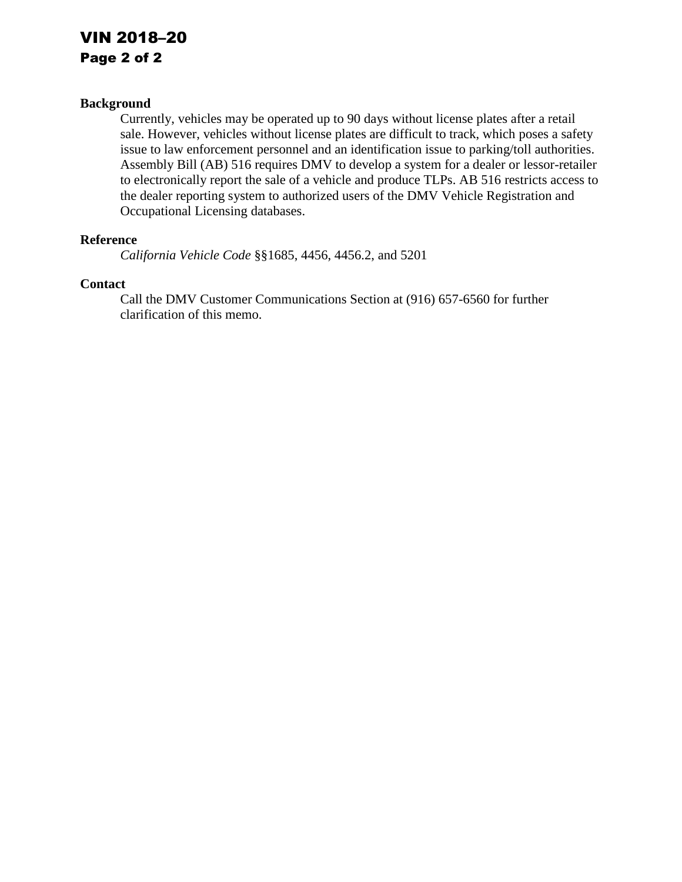**Background**

Currently, vehicles may be operated up to 90 days without license plates after a retail sale. However, vehicles without license plates are difficult to track, which poses a safety issue to law enforcement personnel and an identification issue to parking/toll authorities. Assembly Bill (AB) 516 requires DMV to develop a system for a dealer or lessor-retailer to electronically report the sale of a vehicle and produce TLPs. AB 516 restricts access to the dealer reporting system to authorized users of the DMV Vehicle Registration and Occupational Licensing databases.

**Reference**

*California Vehicle Code* §§1685, 4456, 4456.2, and 5201

**Contact**

Call the DMV Customer Communications Section at (916) 657-6560 for further clarification of this memo.